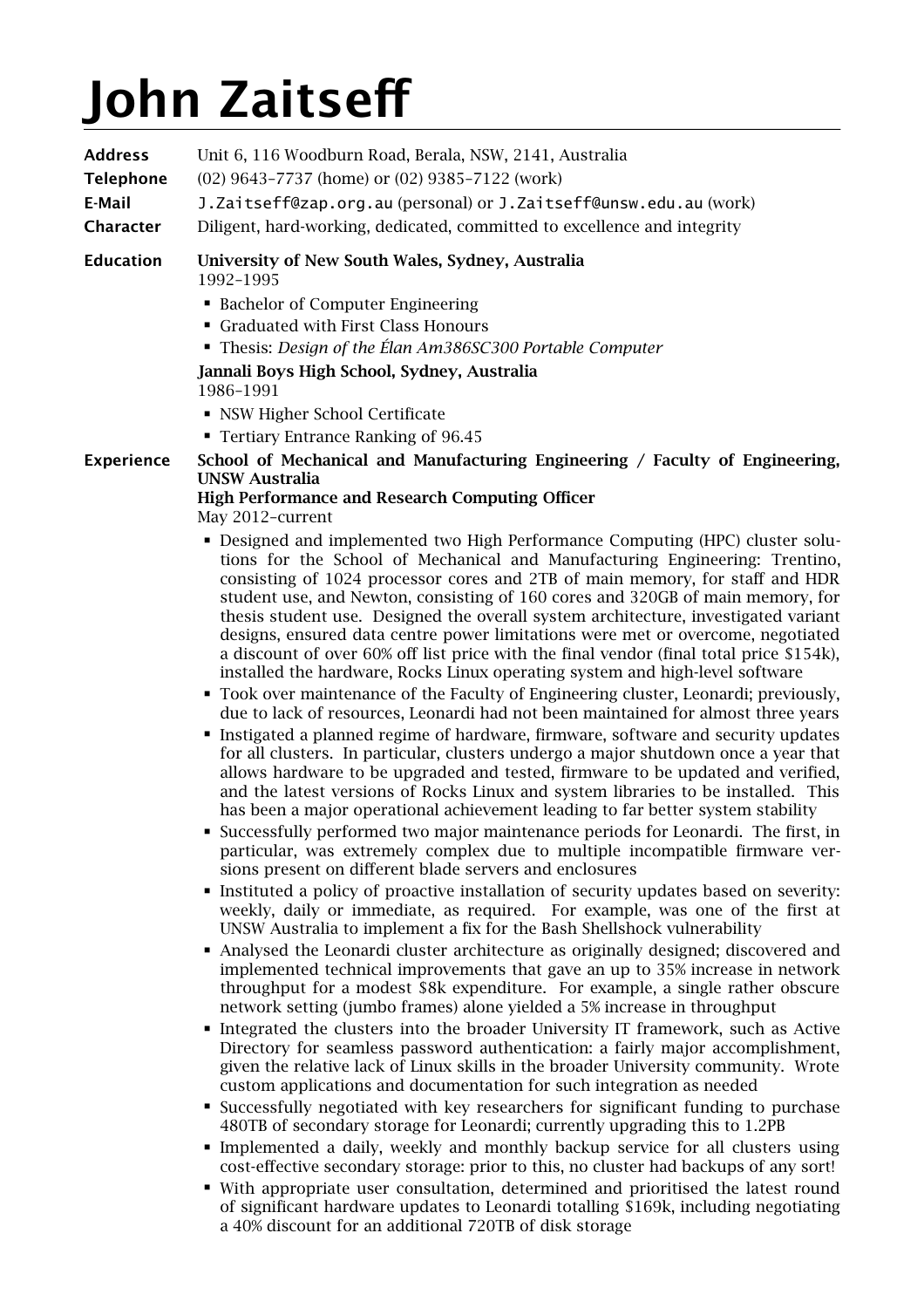# John Zaitseff

**Address** Unit 6, 116 Woodburn Road, Berala, NSW, 2141, Australia

**Telephone** (02) 9643-7737 (home) or (02) 9385-7122 (work)

**E-Mail** `J.Zaitseff@zap.org.au` (personal) or `J.Zaitseff@unsw.edu.au` (work)

**Character** Diligent, hard-working, dedicated, committed to excellence and integrity

## Education

**University of New South Wales, Sydney, Australia**
1992–1995

- Bachelor of Computer Engineering
- Graduated with First Class Honours
- Thesis: *Design of the Élan Am386SC300 Portable Computer*

**Jannali Boys High School, Sydney, Australia**
1986–1991

- NSW Higher School Certificate
- Tertiary Entrance Ranking of 96.45

## Experience

**School of Mechanical and Manufacturing Engineering / Faculty of Engineering, UNSW Australia**
**High Performance and Research Computing Officer**
May 2012–current

- Designed and implemented two High Performance Computing (HPC) cluster solutions for the School of Mechanical and Manufacturing Engineering: Trentino, consisting of 1024 processor cores and 2TB of main memory, for staff and HDR student use, and Newton, consisting of 160 cores and 320GB of main memory, for thesis student use. Designed the overall system architecture, investigated variant designs, ensured data centre power limitations were met or overcome, negotiated a discount of over 60% off list price with the final vendor (final total price $154k), installed the hardware, Rocks Linux operating system and high-level software
- Took over maintenance of the Faculty of Engineering cluster, Leonardi; previously, due to lack of resources, Leonardi had not been maintained for almost three years
- Instigated a planned regime of hardware, firmware, software and security updates for all clusters. In particular, clusters undergo a major shutdown once a year that allows hardware to be upgraded and tested, firmware to be updated and verified, and the latest versions of Rocks Linux and system libraries to be installed. This has been a major operational achievement leading to far better system stability
- Successfully performed two major maintenance periods for Leonardi. The first, in particular, was extremely complex due to multiple incompatible firmware versions present on different blade servers and enclosures
- Instituted a policy of proactive installation of security updates based on severity: weekly, daily or immediate, as required. For example, was one of the first at UNSW Australia to implement a fix for the Bash Shellshock vulnerability
- Analysed the Leonardi cluster architecture as originally designed; discovered and implemented technical improvements that gave an up to 35% increase in network throughput for a modest $8k expenditure. For example, a single rather obscure network setting (jumbo frames) alone yielded a 5% increase in throughput
- Integrated the clusters into the broader University IT framework, such as Active Directory for seamless password authentication: a fairly major accomplishment, given the relative lack of Linux skills in the broader University community. Wrote custom applications and documentation for such integration as needed
- Successfully negotiated with key researchers for significant funding to purchase 480TB of secondary storage for Leonardi; currently upgrading this to 1.2PB
- Implemented a daily, weekly and monthly backup service for all clusters using cost-effective secondary storage: prior to this, no cluster had backups of any sort!
- With appropriate user consultation, determined and prioritised the latest round of significant hardware updates to Leonardi totalling $169k, including negotiating a 40% discount for an additional 720TB of disk storage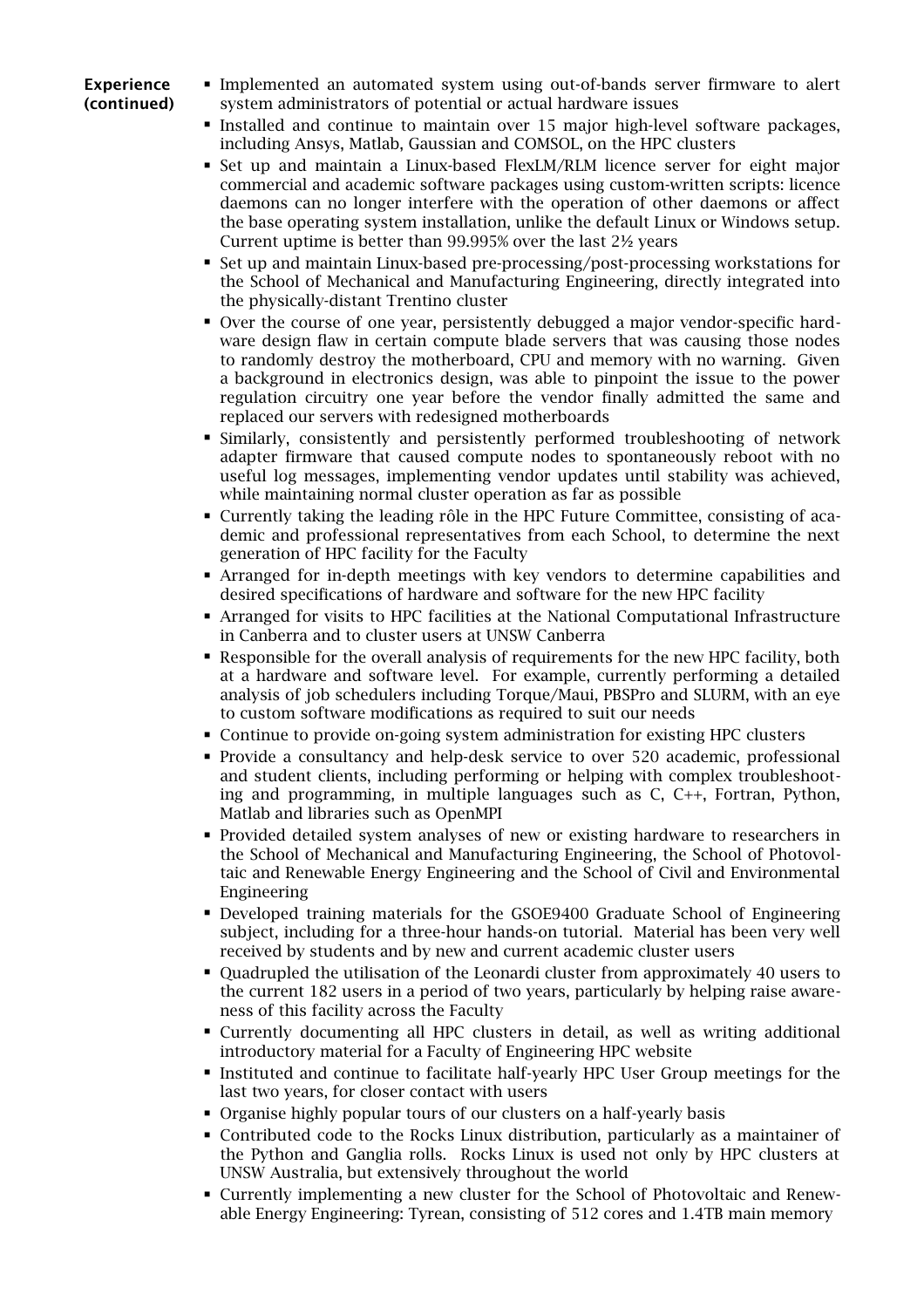**Experience (continued)**

- Implemented an automated system using out-of-bands server firmware to alert system administrators of potential or actual hardware issues
- Installed and continue to maintain over 15 major high-level software packages, including Ansys, Matlab, Gaussian and COMSOL, on the HPC clusters
- Set up and maintain a Linux-based FlexLM/RLM licence server for eight major commercial and academic software packages using custom-written scripts: licence daemons can no longer interfere with the operation of other daemons or affect the base operating system installation, unlike the default Linux or Windows setup. Current uptime is better than 99.995% over the last 2½ years
- Set up and maintain Linux-based pre-processing/post-processing workstations for the School of Mechanical and Manufacturing Engineering, directly integrated into the physically-distant Trentino cluster
- Over the course of one year, persistently debugged a major vendor-specific hardware design flaw in certain compute blade servers that was causing those nodes to randomly destroy the motherboard, CPU and memory with no warning. Given a background in electronics design, was able to pinpoint the issue to the power regulation circuitry one year before the vendor finally admitted the same and replaced our servers with redesigned motherboards
- Similarly, consistently and persistently performed troubleshooting of network adapter firmware that caused compute nodes to spontaneously reboot with no useful log messages, implementing vendor updates until stability was achieved, while maintaining normal cluster operation as far as possible
- Currently taking the leading rôle in the HPC Future Committee, consisting of academic and professional representatives from each School, to determine the next generation of HPC facility for the Faculty
- Arranged for in-depth meetings with key vendors to determine capabilities and desired specifications of hardware and software for the new HPC facility
- Arranged for visits to HPC facilities at the National Computational Infrastructure in Canberra and to cluster users at UNSW Canberra
- Responsible for the overall analysis of requirements for the new HPC facility, both at a hardware and software level. For example, currently performing a detailed analysis of job schedulers including Torque/Maui, PBSPro and SLURM, with an eye to custom software modifications as required to suit our needs
- Continue to provide on-going system administration for existing HPC clusters
- Provide a consultancy and help-desk service to over 520 academic, professional and student clients, including performing or helping with complex troubleshooting and programming, in multiple languages such as C, C++, Fortran, Python, Matlab and libraries such as OpenMPI
- Provided detailed system analyses of new or existing hardware to researchers in the School of Mechanical and Manufacturing Engineering, the School of Photovoltaic and Renewable Energy Engineering and the School of Civil and Environmental Engineering
- Developed training materials for the GSOE9400 Graduate School of Engineering subject, including for a three-hour hands-on tutorial. Material has been very well received by students and by new and current academic cluster users
- Quadrupled the utilisation of the Leonardi cluster from approximately 40 users to the current 182 users in a period of two years, particularly by helping raise awareness of this facility across the Faculty
- Currently documenting all HPC clusters in detail, as well as writing additional introductory material for a Faculty of Engineering HPC website
- Instituted and continue to facilitate half-yearly HPC User Group meetings for the last two years, for closer contact with users
- Organise highly popular tours of our clusters on a half-yearly basis
- Contributed code to the Rocks Linux distribution, particularly as a maintainer of the Python and Ganglia rolls. Rocks Linux is used not only by HPC clusters at UNSW Australia, but extensively throughout the world
- Currently implementing a new cluster for the School of Photovoltaic and Renewable Energy Engineering: Tyrean, consisting of 512 cores and 1.4TB main memory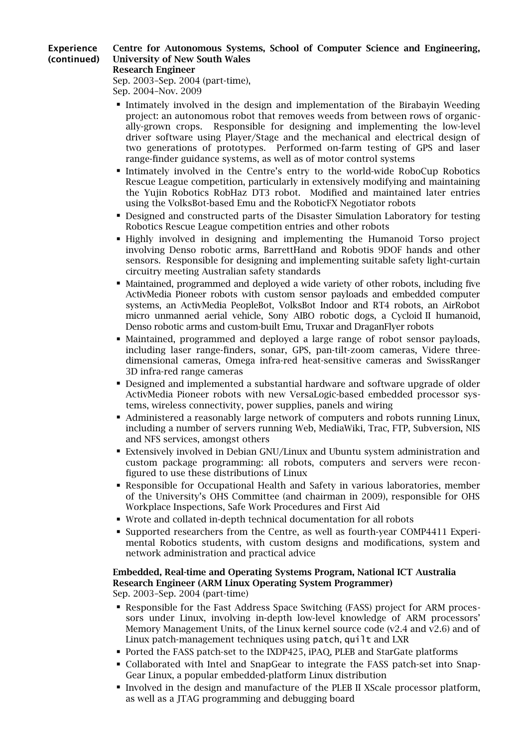**Experience (continued)**

**Centre for Autonomous Systems, School of Computer Science and Engineering, University of New South Wales**
**Research Engineer**
Sep. 2003–Sep. 2004 (part-time),
Sep. 2004–Nov. 2009

- Intimately involved in the design and implementation of the Birabayin Weeding project: an autonomous robot that removes weeds from between rows of organically-grown crops. Responsible for designing and implementing the low-level driver software using Player/Stage and the mechanical and electrical design of two generations of prototypes. Performed on-farm testing of GPS and laser range-finder guidance systems, as well as of motor control systems
- Intimately involved in the Centre's entry to the world-wide RoboCup Robotics Rescue League competition, particularly in extensively modifying and maintaining the Yujin Robotics RobHaz DT3 robot. Modified and maintained later entries using the VolksBot-based Emu and the RoboticFX Negotiator robots
- Designed and constructed parts of the Disaster Simulation Laboratory for testing Robotics Rescue League competition entries and other robots
- Highly involved in designing and implementing the Humanoid Torso project involving Denso robotic arms, BarrettHand and Robotis 9DOF hands and other sensors. Responsible for designing and implementing suitable safety light-curtain circuitry meeting Australian safety standards
- Maintained, programmed and deployed a wide variety of other robots, including five ActivMedia Pioneer robots with custom sensor payloads and embedded computer systems, an ActivMedia PeopleBot, VolksBot Indoor and RT4 robots, an AirRobot micro unmanned aerial vehicle, Sony AIBO robotic dogs, a Cycloid II humanoid, Denso robotic arms and custom-built Emu, Truxar and DraganFlyer robots
- Maintained, programmed and deployed a large range of robot sensor payloads, including laser range-finders, sonar, GPS, pan-tilt-zoom cameras, Videre three-dimensional cameras, Omega infra-red heat-sensitive cameras and SwissRanger 3D infra-red range cameras
- Designed and implemented a substantial hardware and software upgrade of older ActivMedia Pioneer robots with new VersaLogic-based embedded processor systems, wireless connectivity, power supplies, panels and wiring
- Administered a reasonably large network of computers and robots running Linux, including a number of servers running Web, MediaWiki, Trac, FTP, Subversion, NIS and NFS services, amongst others
- Extensively involved in Debian GNU/Linux and Ubuntu system administration and custom package programming: all robots, computers and servers were reconfigured to use these distributions of Linux
- Responsible for Occupational Health and Safety in various laboratories, member of the University's OHS Committee (and chairman in 2009), responsible for OHS Workplace Inspections, Safe Work Procedures and First Aid
- Wrote and collated in-depth technical documentation for all robots
- Supported researchers from the Centre, as well as fourth-year COMP4411 Experimental Robotics students, with custom designs and modifications, system and network administration and practical advice

**Embedded, Real-time and Operating Systems Program, National ICT Australia**
**Research Engineer (ARM Linux Operating System Programmer)**
Sep. 2003–Sep. 2004 (part-time)

- Responsible for the Fast Address Space Switching (FASS) project for ARM processors under Linux, involving in-depth low-level knowledge of ARM processors' Memory Management Units, of the Linux kernel source code (v2.4 and v2.6) and of Linux patch-management techniques using `patch`, `quilt` and LXR
- Ported the FASS patch-set to the IXDP425, iPAQ, PLEB and StarGate platforms
- Collaborated with Intel and SnapGear to integrate the FASS patch-set into SnapGear Linux, a popular embedded-platform Linux distribution
- Involved in the design and manufacture of the PLEB II XScale processor platform, as well as a JTAG programming and debugging board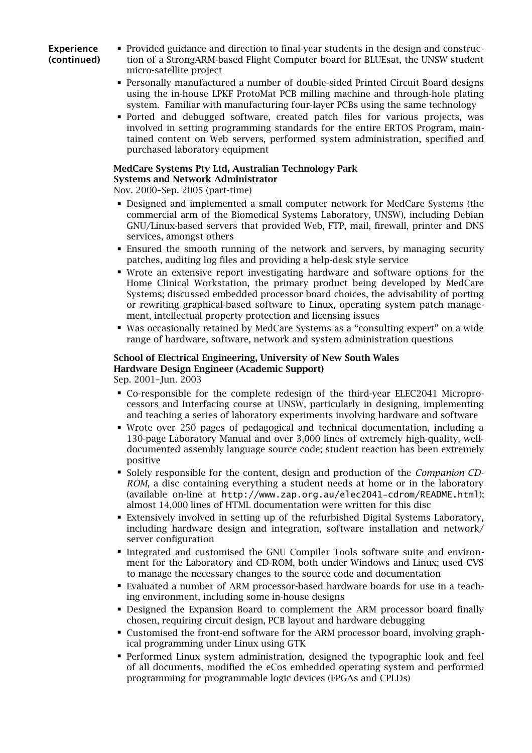**Experience (continued)**

- Provided guidance and direction to final-year students in the design and construction of a StrongARM-based Flight Computer board for BLUEsat, the UNSW student micro-satellite project
- Personally manufactured a number of double-sided Printed Circuit Board designs using the in-house LPKF ProtoMat PCB milling machine and through-hole plating system. Familiar with manufacturing four-layer PCBs using the same technology
- Ported and debugged software, created patch files for various projects, was involved in setting programming standards for the entire ERTOS Program, maintained content on Web servers, performed system administration, specified and purchased laboratory equipment

**MedCare Systems Pty Ltd, Australian Technology Park**
**Systems and Network Administrator**
Nov. 2000–Sep. 2005 (part-time)

- Designed and implemented a small computer network for MedCare Systems (the commercial arm of the Biomedical Systems Laboratory, UNSW), including Debian GNU/Linux-based servers that provided Web, FTP, mail, firewall, printer and DNS services, amongst others
- Ensured the smooth running of the network and servers, by managing security patches, auditing log files and providing a help-desk style service
- Wrote an extensive report investigating hardware and software options for the Home Clinical Workstation, the primary product being developed by MedCare Systems; discussed embedded processor board choices, the advisability of porting or rewriting graphical-based software to Linux, operating system patch management, intellectual property protection and licensing issues
- Was occasionally retained by MedCare Systems as a "consulting expert" on a wide range of hardware, software, network and system administration questions

**School of Electrical Engineering, University of New South Wales**
**Hardware Design Engineer (Academic Support)**
Sep. 2001–Jun. 2003

- Co-responsible for the complete redesign of the third-year ELEC2041 Microprocessors and Interfacing course at UNSW, particularly in designing, implementing and teaching a series of laboratory experiments involving hardware and software
- Wrote over 250 pages of pedagogical and technical documentation, including a 130-page Laboratory Manual and over 3,000 lines of extremely high-quality, well-documented assembly language source code; student reaction has been extremely positive
- Solely responsible for the content, design and production of the *Companion CD-ROM*, a disc containing everything a student needs at home or in the laboratory (available on-line at `http://www.zap.org.au/elec2041-cdrom/README.html`); almost 14,000 lines of HTML documentation were written for this disc
- Extensively involved in setting up of the refurbished Digital Systems Laboratory, including hardware design and integration, software installation and network/server configuration
- Integrated and customised the GNU Compiler Tools software suite and environment for the Laboratory and CD-ROM, both under Windows and Linux; used CVS to manage the necessary changes to the source code and documentation
- Evaluated a number of ARM processor-based hardware boards for use in a teaching environment, including some in-house designs
- Designed the Expansion Board to complement the ARM processor board finally chosen, requiring circuit design, PCB layout and hardware debugging
- Customised the front-end software for the ARM processor board, involving graphical programming under Linux using GTK
- Performed Linux system administration, designed the typographic look and feel of all documents, modified the eCos embedded operating system and performed programming for programmable logic devices (FPGAs and CPLDs)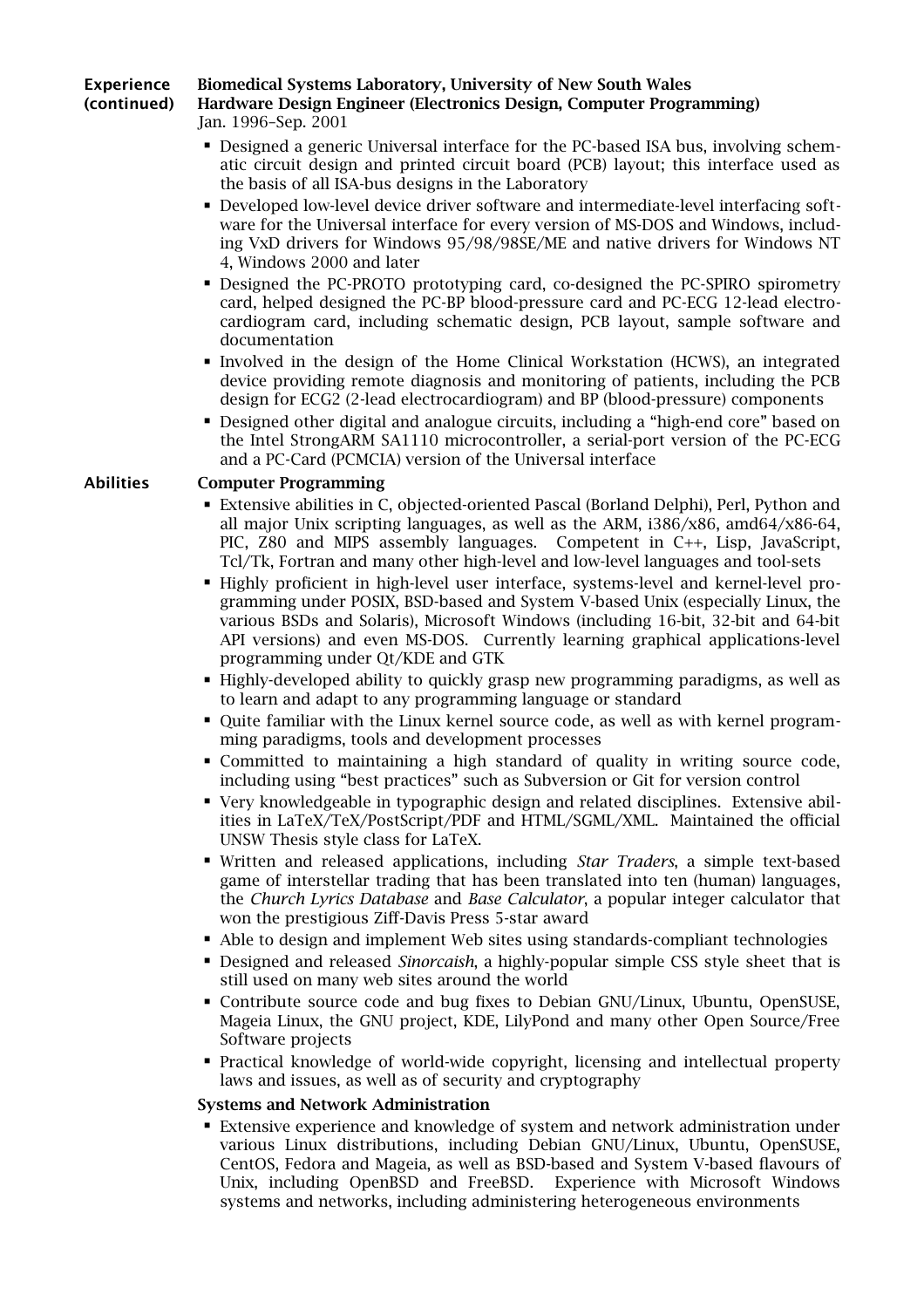## Experience (continued)

**Biomedical Systems Laboratory, University of New South Wales**
**Hardware Design Engineer (Electronics Design, Computer Programming)**
Jan. 1996–Sep. 2001

- Designed a generic Universal interface for the PC-based ISA bus, involving schematic circuit design and printed circuit board (PCB) layout; this interface used as the basis of all ISA-bus designs in the Laboratory
- Developed low-level device driver software and intermediate-level interfacing software for the Universal interface for every version of MS-DOS and Windows, including VxD drivers for Windows 95/98/98SE/ME and native drivers for Windows NT 4, Windows 2000 and later
- Designed the PC-PROTO prototyping card, co-designed the PC-SPIRO spirometry card, helped designed the PC-BP blood-pressure card and PC-ECG 12-lead electrocardiogram card, including schematic design, PCB layout, sample software and documentation
- Involved in the design of the Home Clinical Workstation (HCWS), an integrated device providing remote diagnosis and monitoring of patients, including the PCB design for ECG2 (2-lead electrocardiogram) and BP (blood-pressure) components
- Designed other digital and analogue circuits, including a "high-end core" based on the Intel StrongARM SA1110 microcontroller, a serial-port version of the PC-ECG and a PC-Card (PCMCIA) version of the Universal interface

## Abilities

**Computer Programming**

- Extensive abilities in C, objected-oriented Pascal (Borland Delphi), Perl, Python and all major Unix scripting languages, as well as the ARM, i386/x86, amd64/x86-64, PIC, Z80 and MIPS assembly languages. Competent in C++, Lisp, JavaScript, Tcl/Tk, Fortran and many other high-level and low-level languages and tool-sets
- Highly proficient in high-level user interface, systems-level and kernel-level programming under POSIX, BSD-based and System V-based Unix (especially Linux, the various BSDs and Solaris), Microsoft Windows (including 16-bit, 32-bit and 64-bit API versions) and even MS-DOS. Currently learning graphical applications-level programming under Qt/KDE and GTK
- Highly-developed ability to quickly grasp new programming paradigms, as well as to learn and adapt to any programming language or standard
- Quite familiar with the Linux kernel source code, as well as with kernel programming paradigms, tools and development processes
- Committed to maintaining a high standard of quality in writing source code, including using "best practices" such as Subversion or Git for version control
- Very knowledgeable in typographic design and related disciplines. Extensive abilities in LaTeX/TeX/PostScript/PDF and HTML/SGML/XML. Maintained the official UNSW Thesis style class for LaTeX.
- Written and released applications, including *Star Traders*, a simple text-based game of interstellar trading that has been translated into ten (human) languages, the *Church Lyrics Database* and *Base Calculator*, a popular integer calculator that won the prestigious Ziff-Davis Press 5-star award
- Able to design and implement Web sites using standards-compliant technologies
- Designed and released *Sinorcaish*, a highly-popular simple CSS style sheet that is still used on many web sites around the world
- Contribute source code and bug fixes to Debian GNU/Linux, Ubuntu, OpenSUSE, Mageia Linux, the GNU project, KDE, LilyPond and many other Open Source/Free Software projects
- Practical knowledge of world-wide copyright, licensing and intellectual property laws and issues, as well as of security and cryptography

**Systems and Network Administration**

- Extensive experience and knowledge of system and network administration under various Linux distributions, including Debian GNU/Linux, Ubuntu, OpenSUSE, CentOS, Fedora and Mageia, as well as BSD-based and System V-based flavours of Unix, including OpenBSD and FreeBSD. Experience with Microsoft Windows systems and networks, including administering heterogeneous environments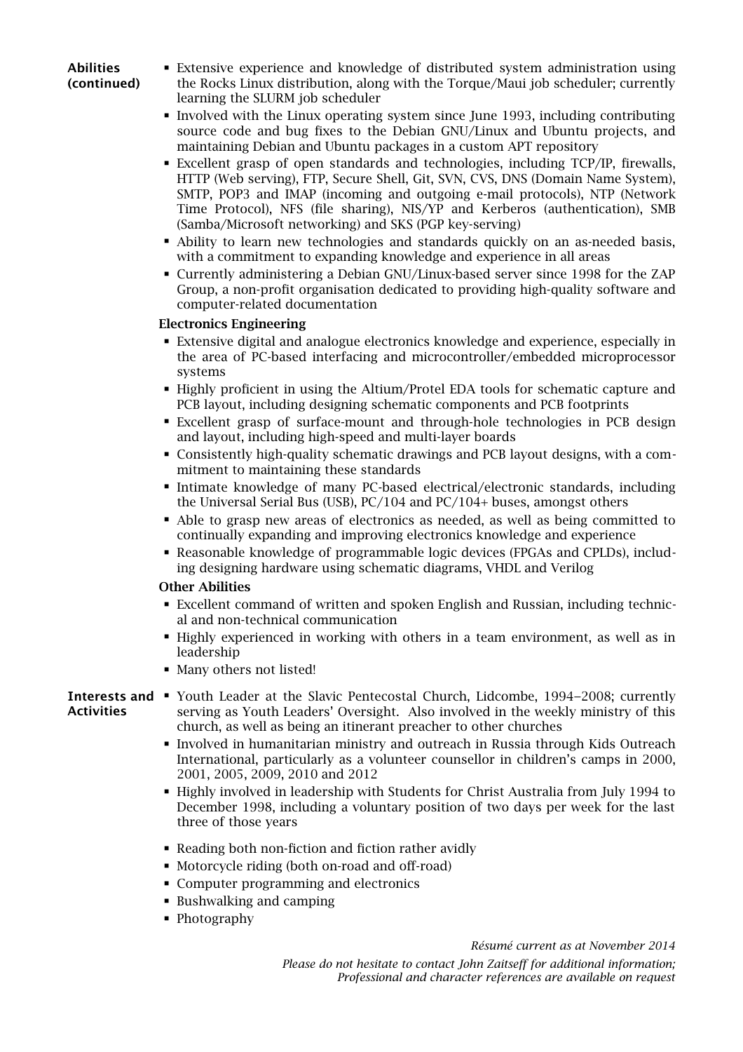**Abilities (continued)**

- Extensive experience and knowledge of distributed system administration using the Rocks Linux distribution, along with the Torque/Maui job scheduler; currently learning the SLURM job scheduler
- Involved with the Linux operating system since June 1993, including contributing source code and bug fixes to the Debian GNU/Linux and Ubuntu projects, and maintaining Debian and Ubuntu packages in a custom APT repository
- Excellent grasp of open standards and technologies, including TCP/IP, firewalls, HTTP (Web serving), FTP, Secure Shell, Git, SVN, CVS, DNS (Domain Name System), SMTP, POP3 and IMAP (incoming and outgoing e-mail protocols), NTP (Network Time Protocol), NFS (file sharing), NIS/YP and Kerberos (authentication), SMB (Samba/Microsoft networking) and SKS (PGP key-serving)
- Ability to learn new technologies and standards quickly on an as-needed basis, with a commitment to expanding knowledge and experience in all areas
- Currently administering a Debian GNU/Linux-based server since 1998 for the ZAP Group, a non-profit organisation dedicated to providing high-quality software and computer-related documentation

**Electronics Engineering**

- Extensive digital and analogue electronics knowledge and experience, especially in the area of PC-based interfacing and microcontroller/embedded microprocessor systems
- Highly proficient in using the Altium/Protel EDA tools for schematic capture and PCB layout, including designing schematic components and PCB footprints
- Excellent grasp of surface-mount and through-hole technologies in PCB design and layout, including high-speed and multi-layer boards
- Consistently high-quality schematic drawings and PCB layout designs, with a commitment to maintaining these standards
- Intimate knowledge of many PC-based electrical/electronic standards, including the Universal Serial Bus (USB), PC/104 and PC/104+ buses, amongst others
- Able to grasp new areas of electronics as needed, as well as being committed to continually expanding and improving electronics knowledge and experience
- Reasonable knowledge of programmable logic devices (FPGAs and CPLDs), including designing hardware using schematic diagrams, VHDL and Verilog

**Other Abilities**

- Excellent command of written and spoken English and Russian, including technical and non-technical communication
- Highly experienced in working with others in a team environment, as well as in leadership
- Many others not listed!

**Interests and Activities**

- Youth Leader at the Slavic Pentecostal Church, Lidcombe, 1994–2008; currently serving as Youth Leaders' Oversight. Also involved in the weekly ministry of this church, as well as being an itinerant preacher to other churches
- Involved in humanitarian ministry and outreach in Russia through Kids Outreach International, particularly as a volunteer counsellor in children's camps in 2000, 2001, 2005, 2009, 2010 and 2012
- Highly involved in leadership with Students for Christ Australia from July 1994 to December 1998, including a voluntary position of two days per week for the last three of those years

- Reading both non-fiction and fiction rather avidly
- Motorcycle riding (both on-road and off-road)
- Computer programming and electronics
- Bushwalking and camping
- Photography

*Résumé current as at November 2014*

*Please do not hesitate to contact John Zaitseff for additional information; Professional and character references are available on request*